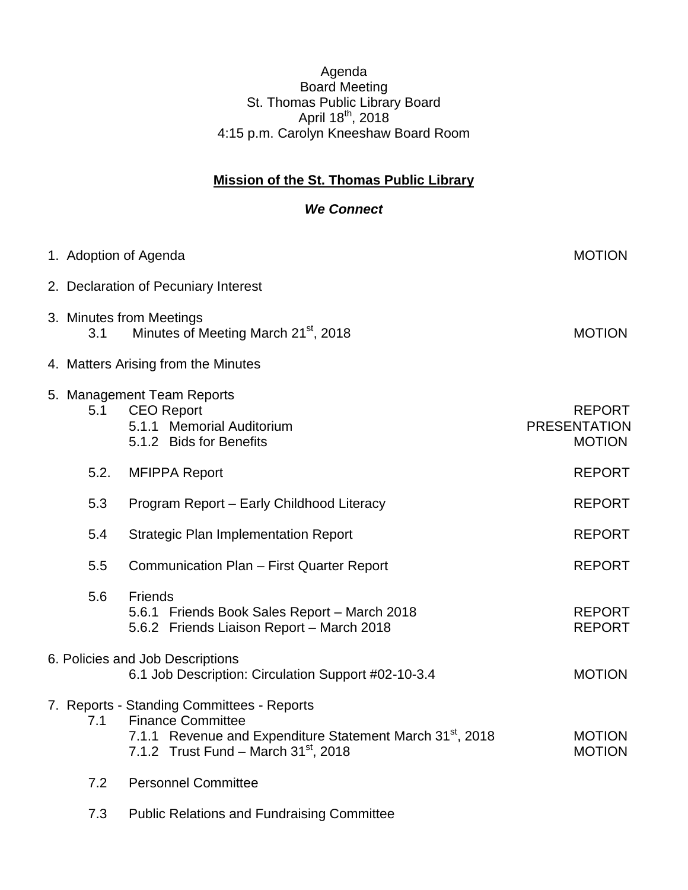Agenda
Board Meeting
St. Thomas Public Library Board
April 18th, 2018
4:15 p.m. Carolyn Kneeshaw Board Room

## Mission of the St. Thomas Public Library

***We Connect***

| | | |
|---|---|---|
| 1. Adoption of Agenda | | MOTION |
| 2. Declaration of Pecuniary Interest | | |
| 3. Minutes from Meetings | | |
| 3.1 | Minutes of Meeting March 21st, 2018 | MOTION |
| 4. Matters Arising from the Minutes | | |
| 5. Management Team Reports | | |
| 5.1 | CEO Report | REPORT |
| | 5.1.1 Memorial Auditorium | PRESENTATION |
| | 5.1.2 Bids for Benefits | MOTION |
| 5.2. | MFIPPA Report | REPORT |
| 5.3 | Program Report – Early Childhood Literacy | REPORT |
| 5.4 | Strategic Plan Implementation Report | REPORT |
| 5.5 | Communication Plan – First Quarter Report | REPORT |
| 5.6 | Friends | |
| | 5.6.1 Friends Book Sales Report – March 2018 | REPORT |
| | 5.6.2 Friends Liaison Report – March 2018 | REPORT |
| 6. Policies and Job Descriptions | | |
| | 6.1 Job Description: Circulation Support #02-10-3.4 | MOTION |
| 7. Reports - Standing Committees - Reports | | |
| 7.1 | Finance Committee | |
| | 7.1.1 Revenue and Expenditure Statement March 31st, 2018 | MOTION |
| | 7.1.2 Trust Fund – March 31st, 2018 | MOTION |
| 7.2 | Personnel Committee | |
| 7.3 | Public Relations and Fundraising Committee | |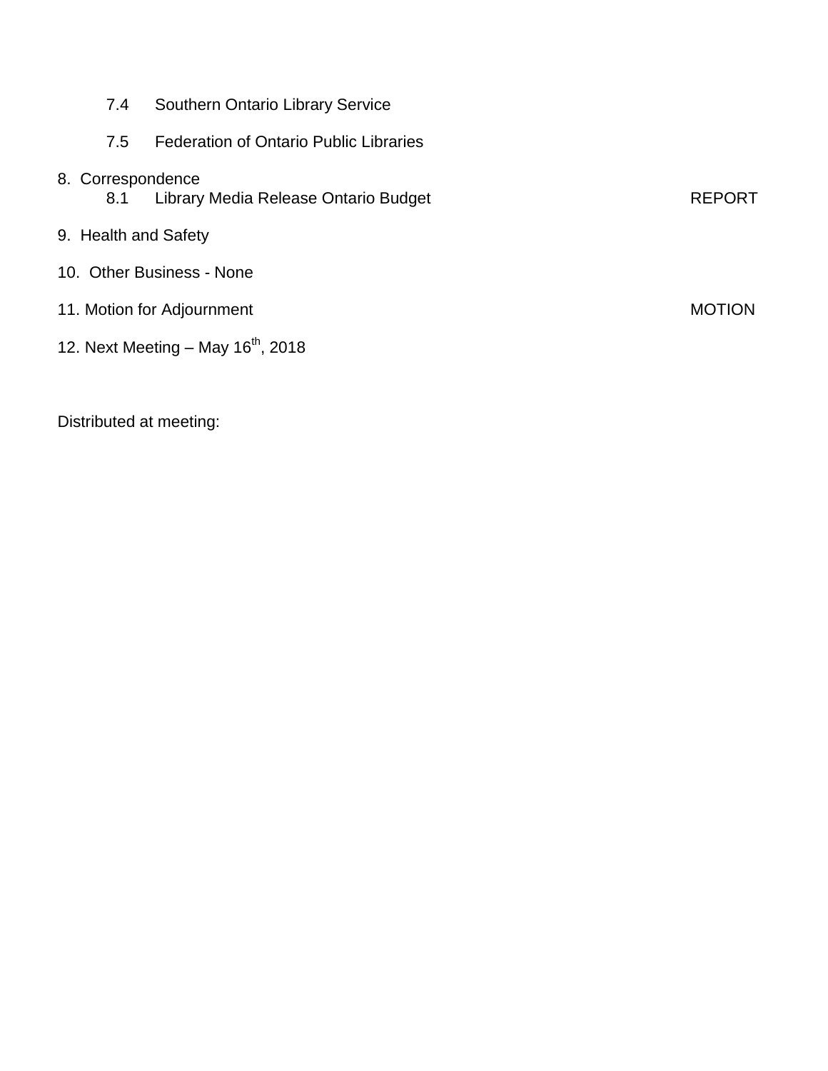7.4 Southern Ontario Library Service

7.5 Federation of Ontario Public Libraries

8. Correspondence
   8.1 Library Media Release Ontario Budget — REPORT

9. Health and Safety

10. Other Business - None

11. Motion for Adjournment — MOTION

12. Next Meeting – May 16th, 2018

Distributed at meeting: